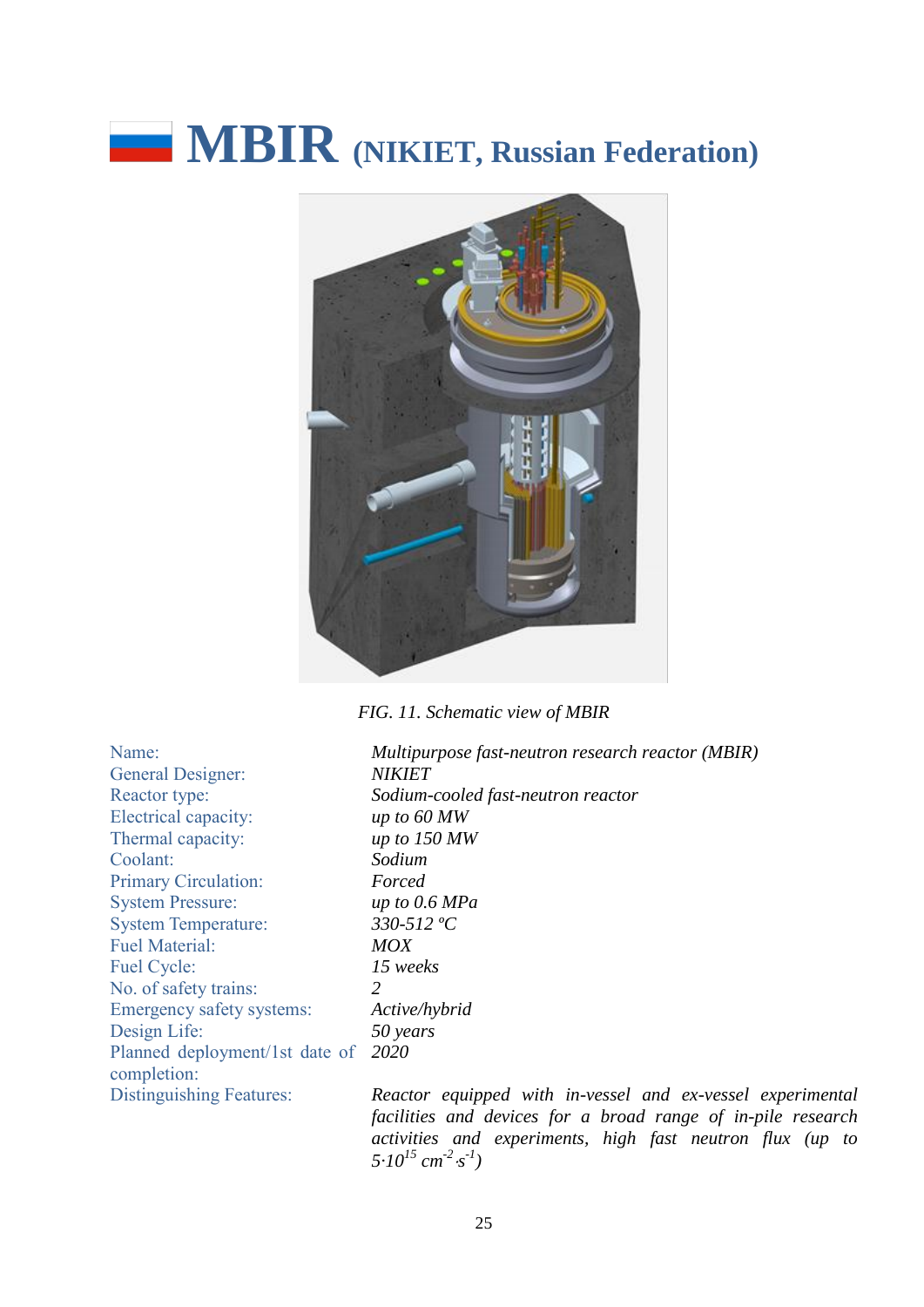# MBIR (NIKIET, Russian Federation)

*FIG. 11. Schematic view of MBIR*

| | |
|---|---|
| Name: | *Multipurpose fast-neutron research reactor (MBIR)* |
| General Designer: | *NIKIET* |
| Reactor type: | *Sodium-cooled fast-neutron reactor* |
| Electrical capacity: | *up to 60 MW* |
| Thermal capacity: | *up to 150 MW* |
| Coolant: | *Sodium* |
| Primary Circulation: | *Forced* |
| System Pressure: | *up to 0.6 MPa* |
| System Temperature: | *330-512 ºC* |
| Fuel Material: | *MOX* |
| Fuel Cycle: | *15 weeks* |
| No. of safety trains: | *2* |
| Emergency safety systems: | *Active/hybrid* |
| Design Life: | *50 years* |
| Planned deployment/1st date of completion: | *2020* |
| Distinguishing Features: | *Reactor equipped with in-vessel and ex-vessel experimental facilities and devices for a broad range of in-pile research activities and experiments, high fast neutron flux (up to $5{\cdot}10^{15}$ $cm^{-2}{\cdot}s^{-1}$)* |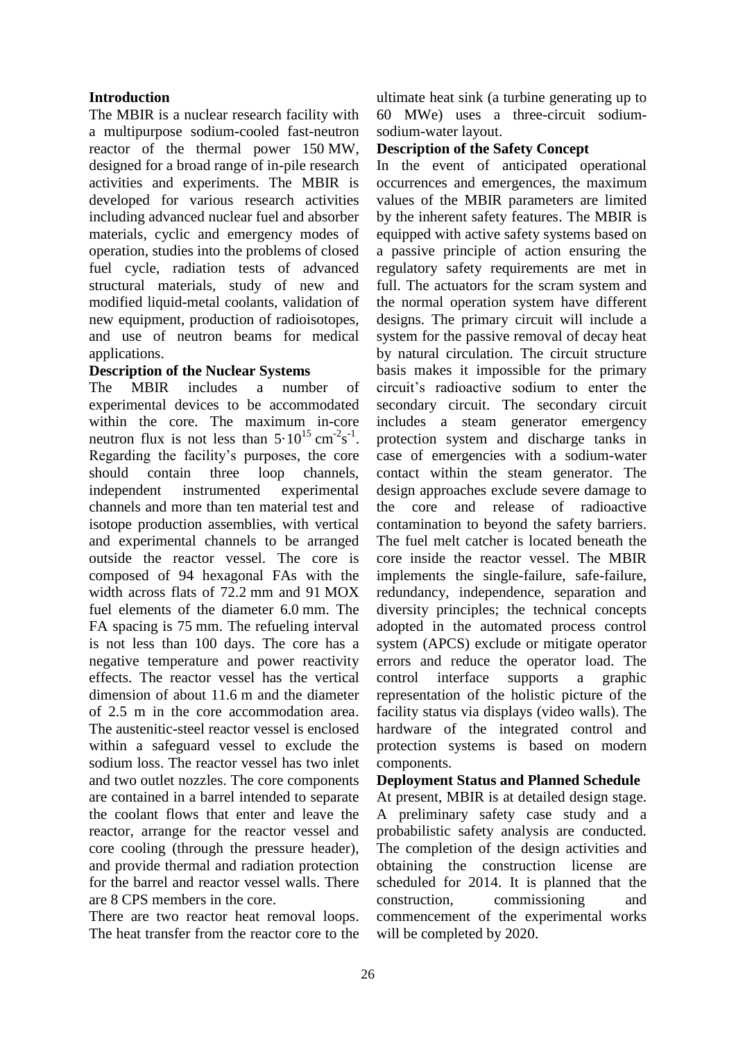## Introduction

The MBIR is a nuclear research facility with a multipurpose sodium-cooled fast-neutron reactor of the thermal power 150 MW, designed for a broad range of in-pile research activities and experiments. The MBIR is developed for various research activities including advanced nuclear fuel and absorber materials, cyclic and emergency modes of operation, studies into the problems of closed fuel cycle, radiation tests of advanced structural materials, study of new and modified liquid-metal coolants, validation of new equipment, production of radioisotopes, and use of neutron beams for medical applications.

## Description of the Nuclear Systems

The MBIR includes a number of experimental devices to be accommodated within the core. The maximum in-core neutron flux is not less than $5 \cdot 10^{15}$ cm$^{-2}$s$^{-1}$. Regarding the facility's purposes, the core should contain three loop channels, independent instrumented experimental channels and more than ten material test and isotope production assemblies, with vertical and experimental channels to be arranged outside the reactor vessel. The core is composed of 94 hexagonal FAs with the width across flats of 72.2 mm and 91 MOX fuel elements of the diameter 6.0 mm. The FA spacing is 75 mm. The refueling interval is not less than 100 days. The core has a negative temperature and power reactivity effects. The reactor vessel has the vertical dimension of about 11.6 m and the diameter of 2.5 m in the core accommodation area. The austenitic-steel reactor vessel is enclosed within a safeguard vessel to exclude the sodium loss. The reactor vessel has two inlet and two outlet nozzles. The core components are contained in a barrel intended to separate the coolant flows that enter and leave the reactor, arrange for the reactor vessel and core cooling (through the pressure header), and provide thermal and radiation protection for the barrel and reactor vessel walls. There are 8 CPS members in the core.

There are two reactor heat removal loops. The heat transfer from the reactor core to the ultimate heat sink (a turbine generating up to 60 MWe) uses a three-circuit sodium-sodium-water layout.

## Description of the Safety Concept

In the event of anticipated operational occurrences and emergences, the maximum values of the MBIR parameters are limited by the inherent safety features. The MBIR is equipped with active safety systems based on a passive principle of action ensuring the regulatory safety requirements are met in full. The actuators for the scram system and the normal operation system have different designs. The primary circuit will include a system for the passive removal of decay heat by natural circulation. The circuit structure basis makes it impossible for the primary circuit's radioactive sodium to enter the secondary circuit. The secondary circuit includes a steam generator emergency protection system and discharge tanks in case of emergencies with a sodium-water contact within the steam generator. The design approaches exclude severe damage to the core and release of radioactive contamination to beyond the safety barriers. The fuel melt catcher is located beneath the core inside the reactor vessel. The MBIR implements the single-failure, safe-failure, redundancy, independence, separation and diversity principles; the technical concepts adopted in the automated process control system (APCS) exclude or mitigate operator errors and reduce the operator load. The control interface supports a graphic representation of the holistic picture of the facility status via displays (video walls). The hardware of the integrated control and protection systems is based on modern components.

## Deployment Status and Planned Schedule

At present, MBIR is at detailed design stage. A preliminary safety case study and a probabilistic safety analysis are conducted. The completion of the design activities and obtaining the construction license are scheduled for 2014. It is planned that the construction, commissioning and commencement of the experimental works will be completed by 2020.